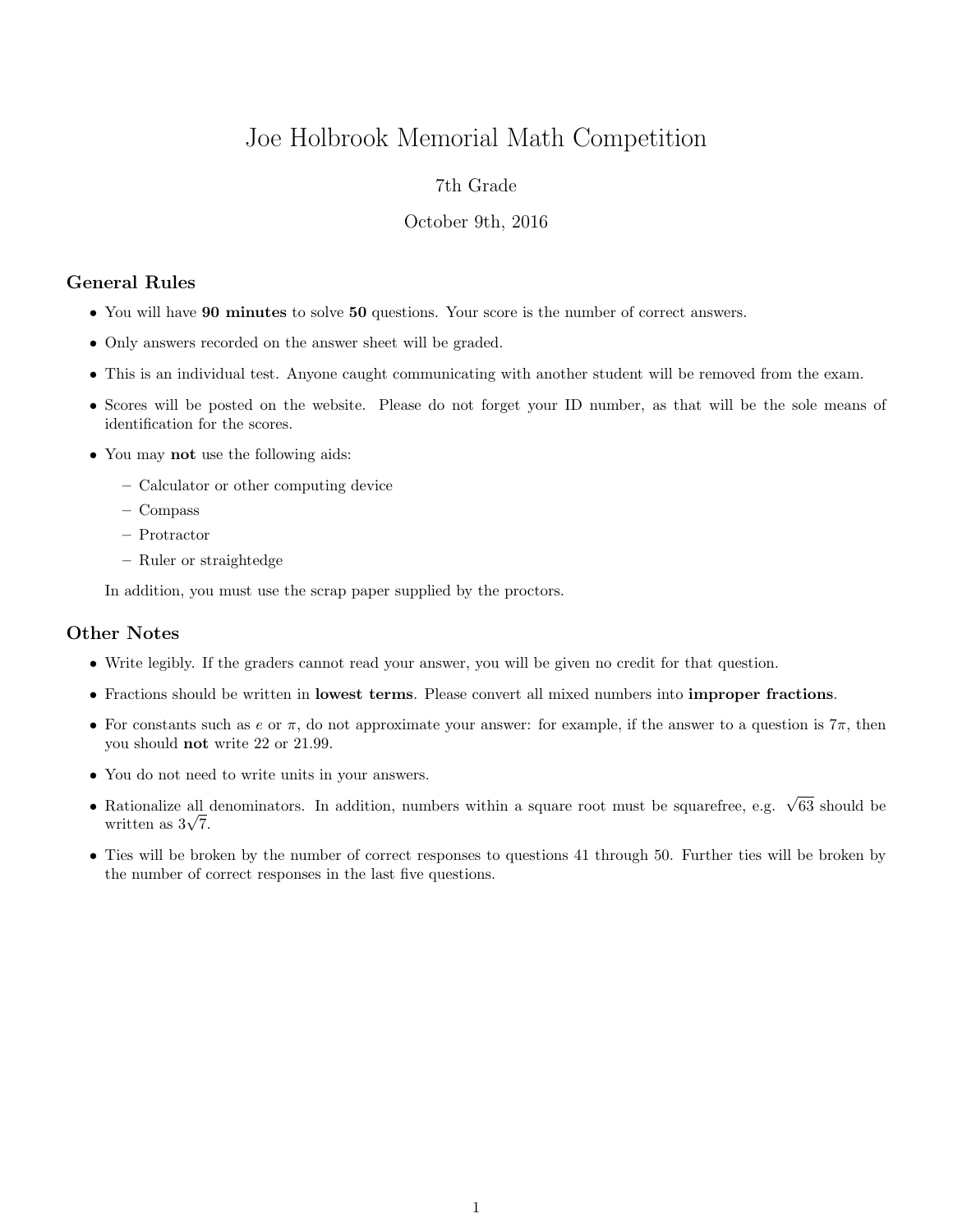# Joe Holbrook Memorial Math Competition

7th Grade

October 9th, 2016

## General Rules

- You will have **90 minutes** to solve **50** questions. Your score is the number of correct answers.
- Only answers recorded on the answer sheet will be graded.
- This is an individual test. Anyone caught communicating with another student will be removed from the exam.
- Scores will be posted on the website. Please do not forget your ID number, as that will be the sole means of identification for the scores.
- You may **not** use the following aids:
  - Calculator or other computing device
  - Compass
  - Protractor
  - Ruler or straightedge

  In addition, you must use the scrap paper supplied by the proctors.

## Other Notes

- Write legibly. If the graders cannot read your answer, you will be given no credit for that question.
- Fractions should be written in **lowest terms**. Please convert all mixed numbers into **improper fractions**.
- For constants such as $e$ or $\pi$, do not approximate your answer: for example, if the answer to a question is $7\pi$, then you should **not** write 22 or 21.99.
- You do not need to write units in your answers.
- Rationalize all denominators. In addition, numbers within a square root must be squarefree, e.g. $\sqrt{63}$ should be written as $3\sqrt{7}$.
- Ties will be broken by the number of correct responses to questions 41 through 50. Further ties will be broken by the number of correct responses in the last five questions.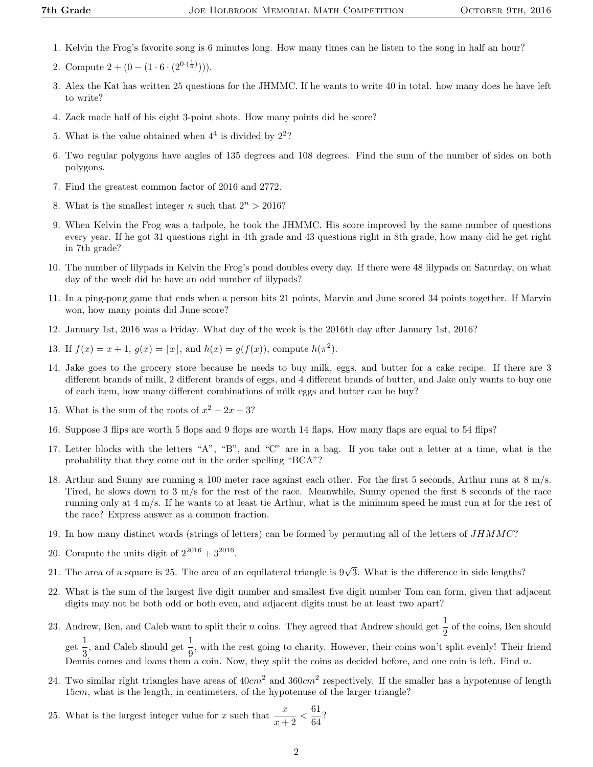1. Kelvin the Frog's favorite song is 6 minutes long. How many times can he listen to the song in half an hour?
2. Compute $2 + (0 - (1 \cdot 6 \cdot (2^{0 \cdot (\frac{1}{6})})))$.
3. Alex the Kat has written 25 questions for the JHMMC. If he wants to write 40 in total. how many does he have left to write?
4. Zack made half of his eight 3-point shots. How many points did he score?
5. What is the value obtained when $4^4$ is divided by $2^2$?
6. Two regular polygons have angles of 135 degrees and 108 degrees. Find the sum of the number of sides on both polygons.
7. Find the greatest common factor of 2016 and 2772.
8. What is the smallest integer $n$ such that $2^n > 2016$?
9. When Kelvin the Frog was a tadpole, he took the JHMMC. His score improved by the same number of questions every year. If he got 31 questions right in 4th grade and 43 questions right in 8th grade, how many did he get right in 7th grade?
10. The number of lilypads in Kelvin the Frog's pond doubles every day. If there were 48 lilypads on Saturday, on what day of the week did he have an odd number of lilypads?
11. In a ping-pong game that ends when a person hits 21 points, Marvin and June scored 34 points together. If Marvin won, how many points did June score?
12. January 1st, 2016 was a Friday. What day of the week is the 2016th day after January 1st, 2016?
13. If $f(x) = x + 1$, $g(x) = \lfloor x \rfloor$, and $h(x) = g(f(x))$, compute $h(\pi^2)$.
14. Jake goes to the grocery store because he needs to buy milk, eggs, and butter for a cake recipe. If there are 3 different brands of milk, 2 different brands of eggs, and 4 different brands of butter, and Jake only wants to buy one of each item, how many different combinations of milk eggs and butter can he buy?
15. What is the sum of the roots of $x^2 - 2x + 3$?
16. Suppose 3 flips are worth 5 flops and 9 flops are worth 14 flaps. How many flaps are equal to 54 flips?
17. Letter blocks with the letters "A", "B", and "C" are in a bag. If you take out a letter at a time, what is the probability that they come out in the order spelling "BCA"?
18. Arthur and Sunny are running a 100 meter race against each other. For the first 5 seconds, Arthur runs at 8 m/s. Tired, he slows down to 3 m/s for the rest of the race. Meanwhile, Sunny opened the first 8 seconds of the race running only at 4 m/s. If he wants to at least tie Arthur, what is the minimum speed he must run at for the rest of the race? Express answer as a common fraction.
19. In how many distinct words (strings of letters) can be formed by permuting all of the letters of $JHMMC$?
20. Compute the units digit of $2^{2016} + 3^{2016}$.
21. The area of a square is 25. The area of an equilateral triangle is $9\sqrt{3}$. What is the difference in side lengths?
22. What is the sum of the largest five digit number and smallest five digit number Tom can form, given that adjacent digits may not be both odd or both even, and adjacent digits must be at least two apart?
23. Andrew, Ben, and Caleb want to split their $n$ coins. They agreed that Andrew should get $\frac{1}{2}$ of the coins, Ben should get $\frac{1}{3}$, and Caleb should get $\frac{1}{9}$, with the rest going to charity. However, their coins won't split evenly! Their friend Dennis comes and loans them a coin. Now, they split the coins as decided before, and one coin is left. Find $n$.
24. Two similar right triangles have areas of $40cm^2$ and $360cm^2$ respectively. If the smaller has a hypotenuse of length $15cm$, what is the length, in centimeters, of the hypotenuse of the larger triangle?
25. What is the largest integer value for $x$ such that $\frac{x}{x+2} < \frac{61}{64}$?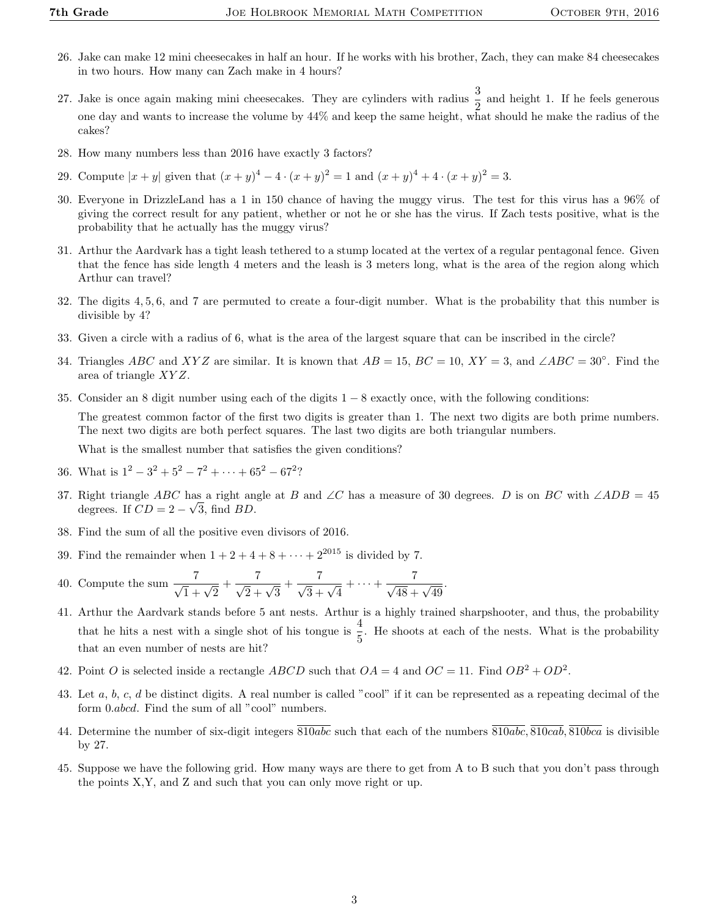26. Jake can make 12 mini cheesecakes in half an hour. If he works with his brother, Zach, they can make 84 cheesecakes in two hours. How many can Zach make in 4 hours?

27. Jake is once again making mini cheesecakes. They are cylinders with radius $\frac{3}{2}$ and height 1. If he feels generous one day and wants to increase the volume by 44% and keep the same height, what should he make the radius of the cakes?

28. How many numbers less than 2016 have exactly 3 factors?

29. Compute $|x+y|$ given that $(x+y)^4 - 4 \cdot (x+y)^2 = 1$ and $(x+y)^4 + 4 \cdot (x+y)^2 = 3$.

30. Everyone in DrizzleLand has a 1 in 150 chance of having the muggy virus. The test for this virus has a 96% of giving the correct result for any patient, whether or not he or she has the virus. If Zach tests positive, what is the probability that he actually has the muggy virus?

31. Arthur the Aardvark has a tight leash tethered to a stump located at the vertex of a regular pentagonal fence. Given that the fence has side length 4 meters and the leash is 3 meters long, what is the area of the region along which Arthur can travel?

32. The digits 4, 5, 6, and 7 are permuted to create a four-digit number. What is the probability that this number is divisible by 4?

33. Given a circle with a radius of 6, what is the area of the largest square that can be inscribed in the circle?

34. Triangles $ABC$ and $XYZ$ are similar. It is known that $AB = 15$, $BC = 10$, $XY = 3$, and $\angle ABC = 30^\circ$. Find the area of triangle $XYZ$.

35. Consider an 8 digit number using each of the digits $1-8$ exactly once, with the following conditions:

    The greatest common factor of the first two digits is greater than 1. The next two digits are both prime numbers. The next two digits are both perfect squares. The last two digits are both triangular numbers.

    What is the smallest number that satisfies the given conditions?

36. What is $1^2 - 3^2 + 5^2 - 7^2 + \cdots + 65^2 - 67^2$?

37. Right triangle $ABC$ has a right angle at $B$ and $\angle C$ has a measure of 30 degrees. $D$ is on $BC$ with $\angle ADB = 45$ degrees. If $CD = 2 - \sqrt{3}$, find $BD$.

38. Find the sum of all the positive even divisors of 2016.

39. Find the remainder when $1 + 2 + 4 + 8 + \cdots + 2^{2015}$ is divided by 7.

40. Compute the sum $\frac{7}{\sqrt{1}+\sqrt{2}} + \frac{7}{\sqrt{2}+\sqrt{3}} + \frac{7}{\sqrt{3}+\sqrt{4}} + \cdots + \frac{7}{\sqrt{48}+\sqrt{49}}$.

41. Arthur the Aardvark stands before 5 ant nests. Arthur is a highly trained sharpshooter, and thus, the probability that he hits a nest with a single shot of his tongue is $\frac{4}{5}$. He shoots at each of the nests. What is the probability that an even number of nests are hit?

42. Point $O$ is selected inside a rectangle $ABCD$ such that $OA = 4$ and $OC = 11$. Find $OB^2 + OD^2$.

43. Let $a$, $b$, $c$, $d$ be distinct digits. A real number is called "cool" if it can be represented as a repeating decimal of the form $0.\overline{abcd}$. Find the sum of all "cool" numbers.

44. Determine the number of six-digit integers $\overline{810abc}$ such that each of the numbers $\overline{810abc}, \overline{810cab}, \overline{810bca}$ is divisible by 27.

45. Suppose we have the following grid. How many ways are there to get from A to B such that you don't pass through the points X,Y, and Z and such that you can only move right or up.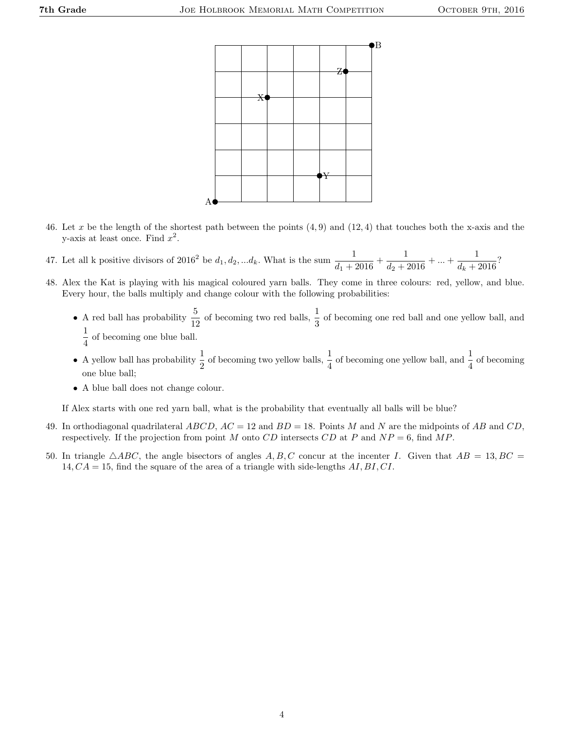B

Z

X

Y

A

46. Let $x$ be the length of the shortest path between the points $(4, 9)$ and $(12, 4)$ that touches both the x-axis and the y-axis at least once. Find $x^2$.

47. Let all k positive divisors of $2016^2$ be $d_1, d_2, ...d_k$. What is the sum $\frac{1}{d_1 + 2016} + \frac{1}{d_2 + 2016} + ... + \frac{1}{d_k + 2016}$?

48. Alex the Kat is playing with his magical coloured yarn balls. They come in three colours: red, yellow, and blue. Every hour, the balls multiply and change colour with the following probabilities:

    - A red ball has probability $\frac{5}{12}$ of becoming two red balls, $\frac{1}{3}$ of becoming one red ball and one yellow ball, and $\frac{1}{4}$ of becoming one blue ball.
    - A yellow ball has probability $\frac{1}{2}$ of becoming two yellow balls, $\frac{1}{4}$ of becoming one yellow ball, and $\frac{1}{4}$ of becoming one blue ball;
    - A blue ball does not change colour.

    If Alex starts with one red yarn ball, what is the probability that eventually all balls will be blue?

49. In orthodiagonal quadrilateral $ABCD$, $AC = 12$ and $BD = 18$. Points $M$ and $N$ are the midpoints of $AB$ and $CD$, respectively. If the projection from point $M$ onto $CD$ intersects $CD$ at $P$ and $NP = 6$, find $MP$.

50. In triangle $\triangle ABC$, the angle bisectors of angles $A, B, C$ concur at the incenter $I$. Given that $AB = 13, BC = 14, CA = 15$, find the square of the area of a triangle with side-lengths $AI, BI, CI$.